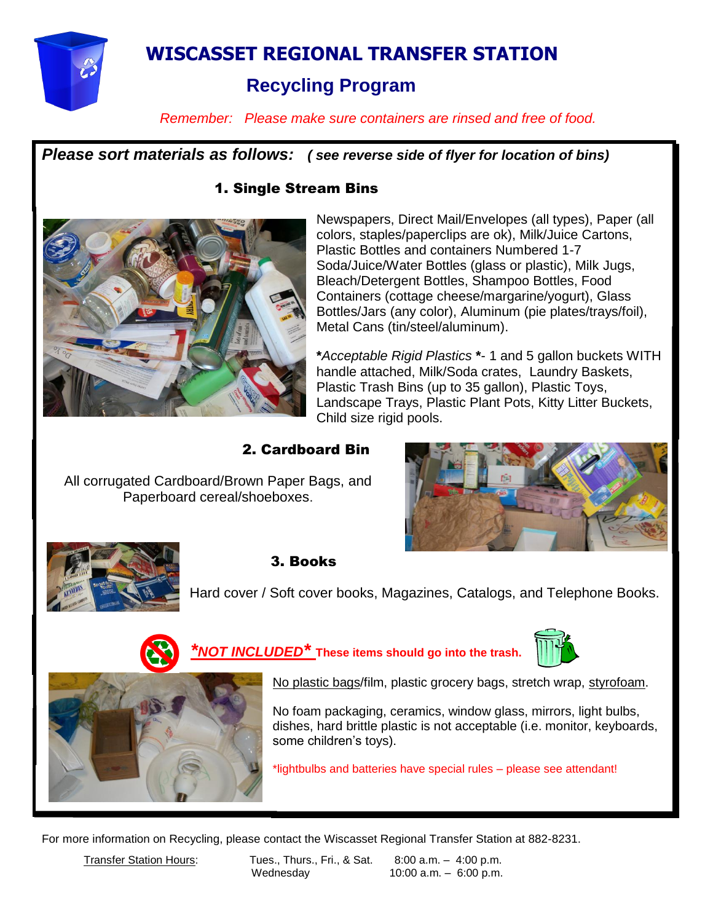# WISCASSET REGIONAL TRANSFER STATION

## Recycling Program

*Remember: Please make sure containers are rinsed and free of food.*

***Please sort materials as follows:*** ***( see reverse side of flyer for location of bins)***

### 1. Single Stream Bins

Newspapers, Direct Mail/Envelopes (all types), Paper (all colors, staples/paperclips are ok), Milk/Juice Cartons, Plastic Bottles and containers Numbered 1-7 Soda/Juice/Water Bottles (glass or plastic), Milk Jugs, Bleach/Detergent Bottles, Shampoo Bottles, Food Containers (cottage cheese/margarine/yogurt), Glass Bottles/Jars (any color), Aluminum (pie plates/trays/foil), Metal Cans (tin/steel/aluminum).

***Acceptable Rigid Plastics *** - 1 and 5 gallon buckets WITH handle attached, Milk/Soda crates, Laundry Baskets, Plastic Trash Bins (up to 35 gallon), Plastic Toys, Landscape Trays, Plastic Plant Pots, Kitty Litter Buckets, Child size rigid pools.

### 2. Cardboard Bin

All corrugated Cardboard/Brown Paper Bags, and Paperboard cereal/shoeboxes.

### 3. Books

Hard cover / Soft cover books, Magazines, Catalogs, and Telephone Books.

***NOT INCLUDED*** **These items should go into the trash.**

No plastic bags/film, plastic grocery bags, stretch wrap, styrofoam.

No foam packaging, ceramics, window glass, mirrors, light bulbs, dishes, hard brittle plastic is not acceptable (i.e. monitor, keyboards, some children's toys).

*lightbulbs and batteries have special rules – please see attendant!

For more information on Recycling, please contact the Wiscasset Regional Transfer Station at 882-8231.

| Transfer Station Hours: | Tues., Thurs., Fri., & Sat. | 8:00 a.m. – 4:00 p.m. |
|---|---|---|
| | Wednesday | 10:00 a.m. – 6:00 p.m. |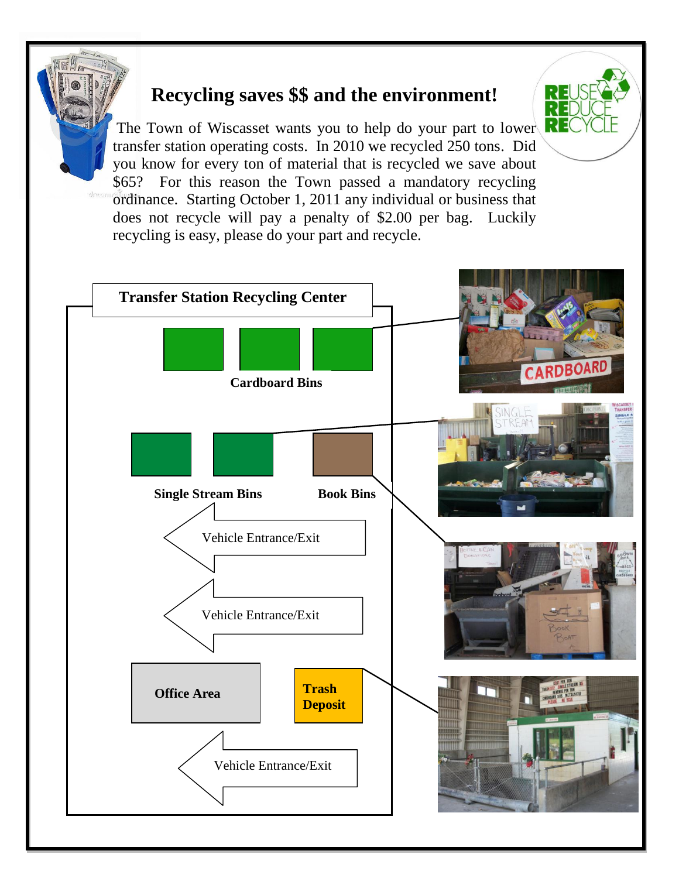# Recycling saves $$ and the environment!

The Town of Wiscasset wants you to help do your part to lower transfer station operating costs. In 2010 we recycled 250 tons. Did you know for every ton of material that is recycled we save about $65? For this reason the Town passed a mandatory recycling ordinance. Starting October 1, 2011 any individual or business that does not recycle will pay a penalty of $2.00 per bag. Luckily recycling is easy, please do your part and recycle.

## Transfer Station Recycling Center

**Cardboard Bins**

**Single Stream Bins**

**Book Bins**

Vehicle Entrance/Exit

Vehicle Entrance/Exit

**Office Area**

**Trash Deposit**

Vehicle Entrance/Exit